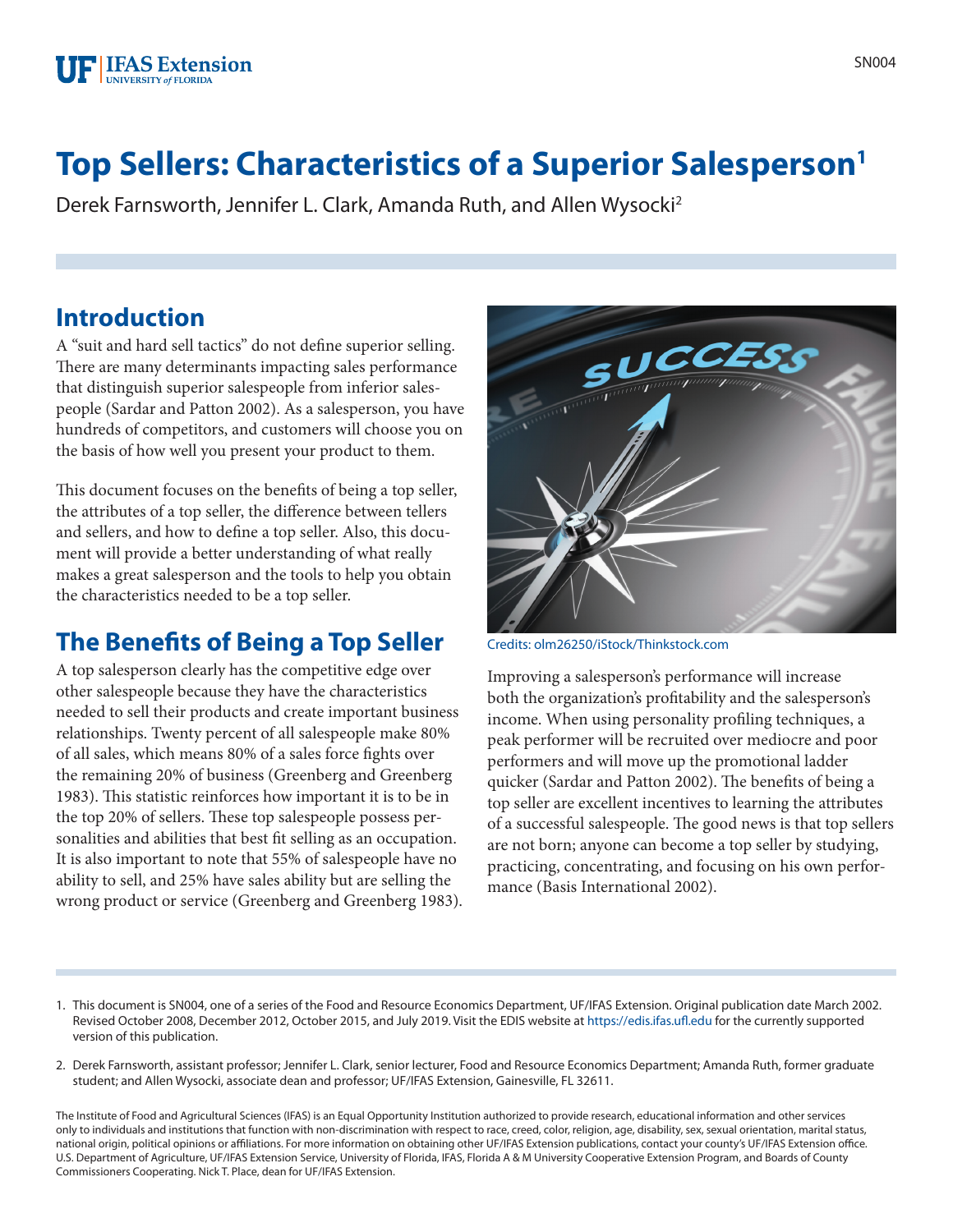# Top Sellers: Characteristics of a Superior Salesperson[1]

Derek Farnsworth, Jennifer L. Clark, Amanda Ruth, and Allen Wysocki[2]

## Introduction

A "suit and hard sell tactics" do not define superior selling. There are many determinants impacting sales performance that distinguish superior salespeople from inferior salespeople (Sardar and Patton 2002). As a salesperson, you have hundreds of competitors, and customers will choose you on the basis of how well you present your product to them.

This document focuses on the benefits of being a top seller, the attributes of a top seller, the difference between tellers and sellers, and how to define a top seller. Also, this document will provide a better understanding of what really makes a great salesperson and the tools to help you obtain the characteristics needed to be a top seller.

## The Benefits of Being a Top Seller

A top salesperson clearly has the competitive edge over other salespeople because they have the characteristics needed to sell their products and create important business relationships. Twenty percent of all salespeople make 80% of all sales, which means 80% of a sales force fights over the remaining 20% of business (Greenberg and Greenberg 1983). This statistic reinforces how important it is to be in the top 20% of sellers. These top salespeople possess personalities and abilities that best fit selling as an occupation. It is also important to note that 55% of salespeople have no ability to sell, and 25% have sales ability but are selling the wrong product or service (Greenberg and Greenberg 1983).

Credits: olm26250/iStock/Thinkstock.com

Improving a salesperson's performance will increase both the organization's profitability and the salesperson's income. When using personality profiling techniques, a peak performer will be recruited over mediocre and poor performers and will move up the promotional ladder quicker (Sardar and Patton 2002). The benefits of being a top seller are excellent incentives to learning the attributes of a successful salespeople. The good news is that top sellers are not born; anyone can become a top seller by studying, practicing, concentrating, and focusing on his own performance (Basis International 2002).

1. This document is SN004, one of a series of the Food and Resource Economics Department, UF/IFAS Extension. Original publication date March 2002. Revised October 2008, December 2012, October 2015, and July 2019. Visit the EDIS website at https://edis.ifas.ufl.edu for the currently supported version of this publication.

2. Derek Farnsworth, assistant professor; Jennifer L. Clark, senior lecturer, Food and Resource Economics Department; Amanda Ruth, former graduate student; and Allen Wysocki, associate dean and professor; UF/IFAS Extension, Gainesville, FL 32611.

The Institute of Food and Agricultural Sciences (IFAS) is an Equal Opportunity Institution authorized to provide research, educational information and other services only to individuals and institutions that function with non-discrimination with respect to race, creed, color, religion, age, disability, sex, sexual orientation, marital status, national origin, political opinions or affiliations. For more information on obtaining other UF/IFAS Extension publications, contact your county's UF/IFAS Extension office. U.S. Department of Agriculture, UF/IFAS Extension Service, University of Florida, IFAS, Florida A & M University Cooperative Extension Program, and Boards of County Commissioners Cooperating. Nick T. Place, dean for UF/IFAS Extension.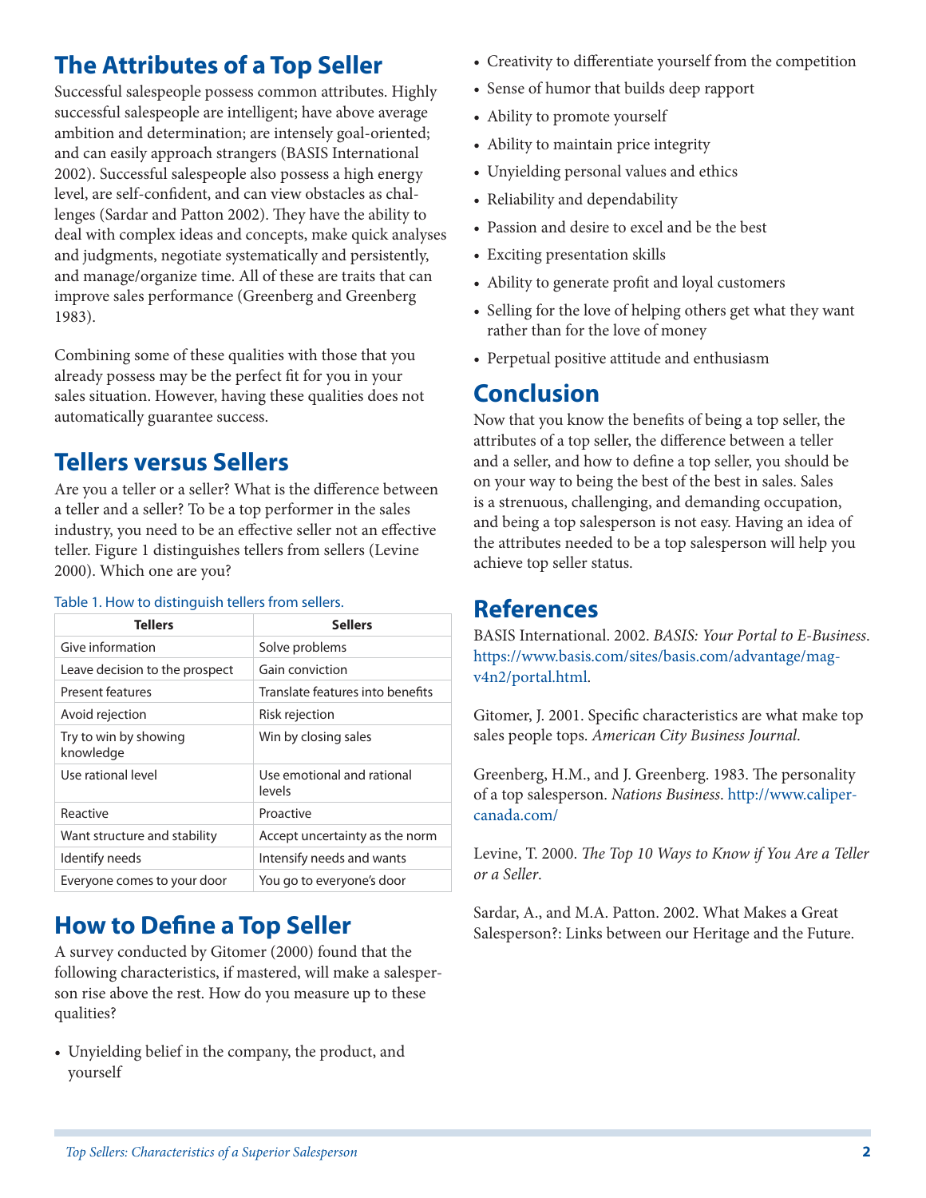## The Attributes of a Top Seller

Successful salespeople possess common attributes. Highly successful salespeople are intelligent; have above average ambition and determination; are intensely goal-oriented; and can easily approach strangers (BASIS International 2002). Successful salespeople also possess a high energy level, are self-confident, and can view obstacles as challenges (Sardar and Patton 2002). They have the ability to deal with complex ideas and concepts, make quick analyses and judgments, negotiate systematically and persistently, and manage/organize time. All of these are traits that can improve sales performance (Greenberg and Greenberg 1983).

Combining some of these qualities with those that you already possess may be the perfect fit for you in your sales situation. However, having these qualities does not automatically guarantee success.

## Tellers versus Sellers

Are you a teller or a seller? What is the difference between a teller and a seller? To be a top performer in the sales industry, you need to be an effective seller not an effective teller. Figure 1 distinguishes tellers from sellers (Levine 2000). Which one are you?

Table 1. How to distinguish tellers from sellers.

| Tellers | Sellers |
|---|---|
| Give information | Solve problems |
| Leave decision to the prospect | Gain conviction |
| Present features | Translate features into benefits |
| Avoid rejection | Risk rejection |
| Try to win by showing knowledge | Win by closing sales |
| Use rational level | Use emotional and rational levels |
| Reactive | Proactive |
| Want structure and stability | Accept uncertainty as the norm |
| Identify needs | Intensify needs and wants |
| Everyone comes to your door | You go to everyone's door |

## How to Define a Top Seller

A survey conducted by Gitomer (2000) found that the following characteristics, if mastered, will make a salesperson rise above the rest. How do you measure up to these qualities?

- Unyielding belief in the company, the product, and yourself
- Creativity to differentiate yourself from the competition
- Sense of humor that builds deep rapport
- Ability to promote yourself
- Ability to maintain price integrity
- Unyielding personal values and ethics
- Reliability and dependability
- Passion and desire to excel and be the best
- Exciting presentation skills
- Ability to generate profit and loyal customers
- Selling for the love of helping others get what they want rather than for the love of money
- Perpetual positive attitude and enthusiasm

## Conclusion

Now that you know the benefits of being a top seller, the attributes of a top seller, the difference between a teller and a seller, and how to define a top seller, you should be on your way to being the best of the best in sales. Sales is a strenuous, challenging, and demanding occupation, and being a top salesperson is not easy. Having an idea of the attributes needed to be a top salesperson will help you achieve top seller status.

## References

BASIS International. 2002. *BASIS: Your Portal to E-Business*. https://www.basis.com/sites/basis.com/advantage/mag-v4n2/portal.html.

Gitomer, J. 2001. Specific characteristics are what make top sales people tops. *American City Business Journal*.

Greenberg, H.M., and J. Greenberg. 1983. The personality of a top salesperson. *Nations Business*. http://www.caliper-canada.com/

Levine, T. 2000. *The Top 10 Ways to Know if You Are a Teller or a Seller*.

Sardar, A., and M.A. Patton. 2002. What Makes a Great Salesperson?: Links between our Heritage and the Future.